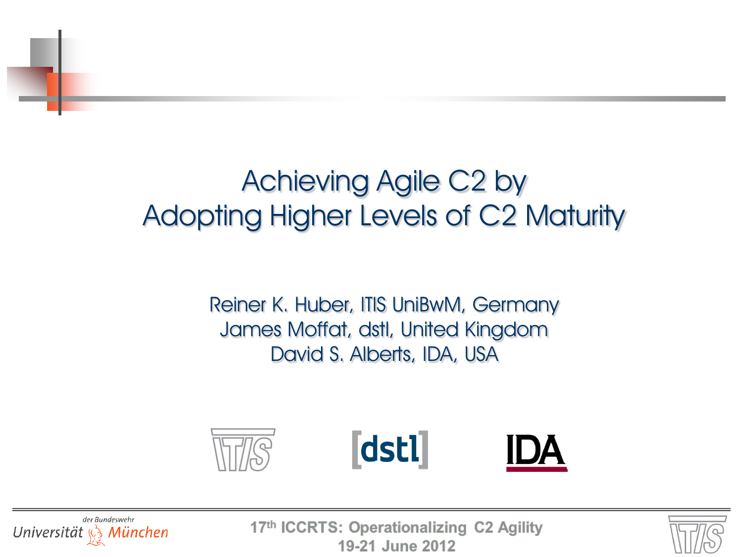# Achieving Agile C2 by Adopting Higher Levels of C2 Maturity

Reiner K. Huber, ITIS UniBwM, Germany
James Moffat, dstl, United Kingdom
David S. Alberts, IDA, USA

17th ICCRTS: Operationalizing C2 Agility
19-21 June 2012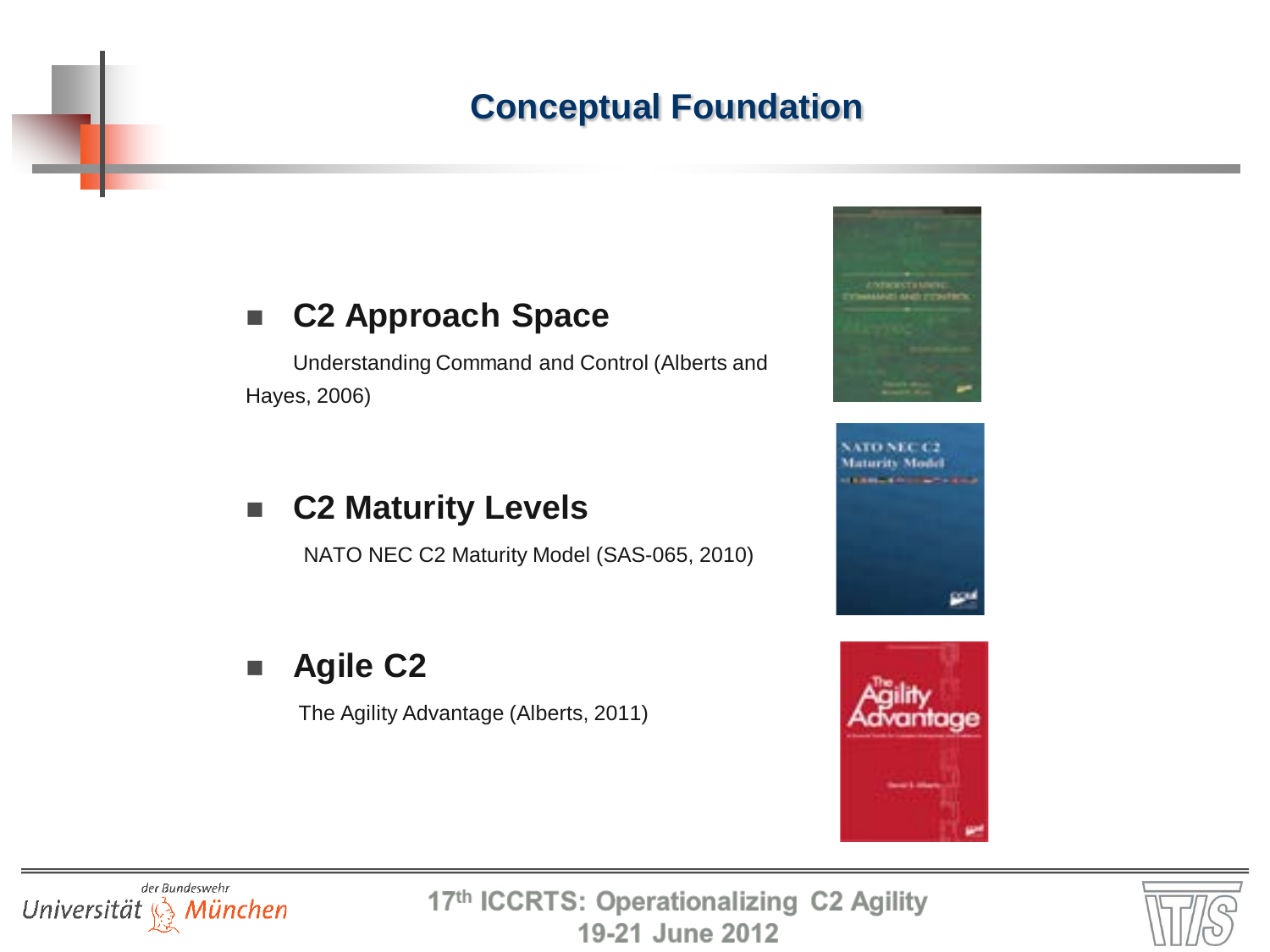# Conceptual Foundation

- **C2 Approach Space**

  Understanding Command and Control (Alberts and Hayes, 2006)

- **C2 Maturity Levels**

  NATO NEC C2 Maturity Model (SAS-065, 2010)

- **Agile C2**

  The Agility Advantage (Alberts, 2011)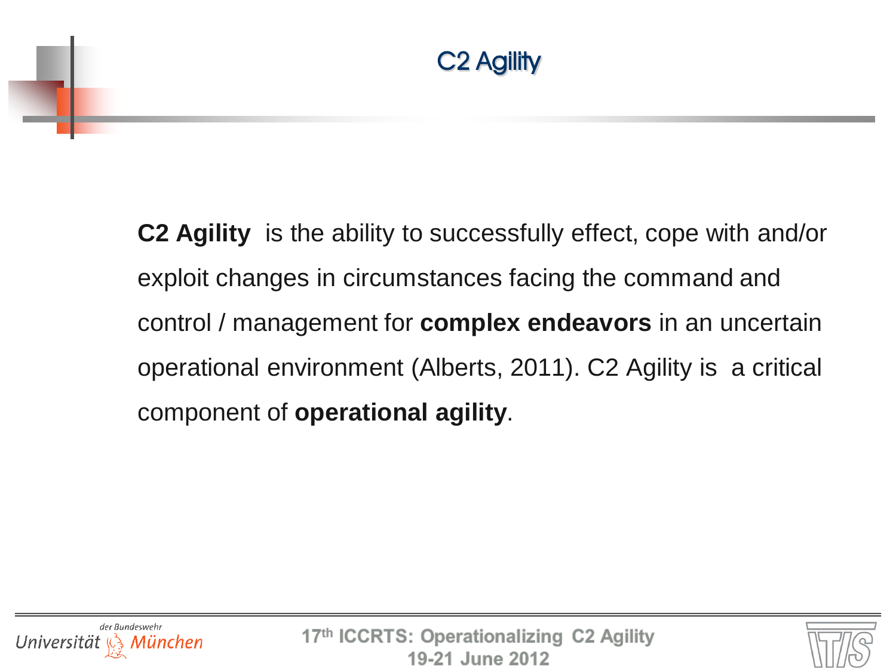# C2 Agility

**C2 Agility** is the ability to successfully effect, cope with and/or exploit changes in circumstances facing the command and control / management for **complex endeavors** in an uncertain operational environment (Alberts, 2011). C2 Agility is a critical component of **operational agility**.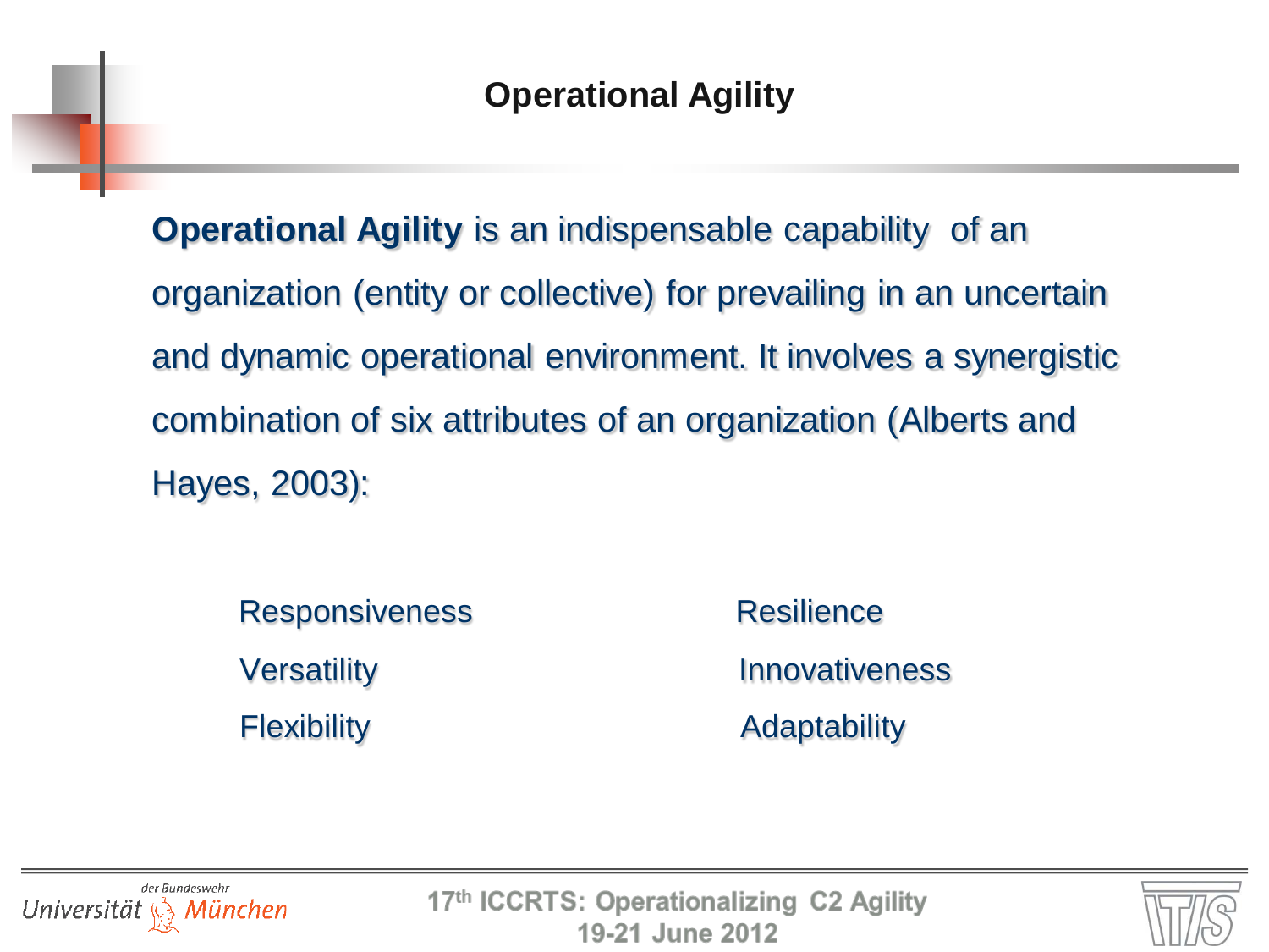# Operational Agility

**Operational Agility** is an indispensable capability of an organization (entity or collective) for prevailing in an uncertain and dynamic operational environment. It involves a synergistic combination of six attributes of an organization (Alberts and Hayes, 2003):

- Responsiveness
- Versatility
- Flexibility
- Resilience
- Innovativeness
- Adaptability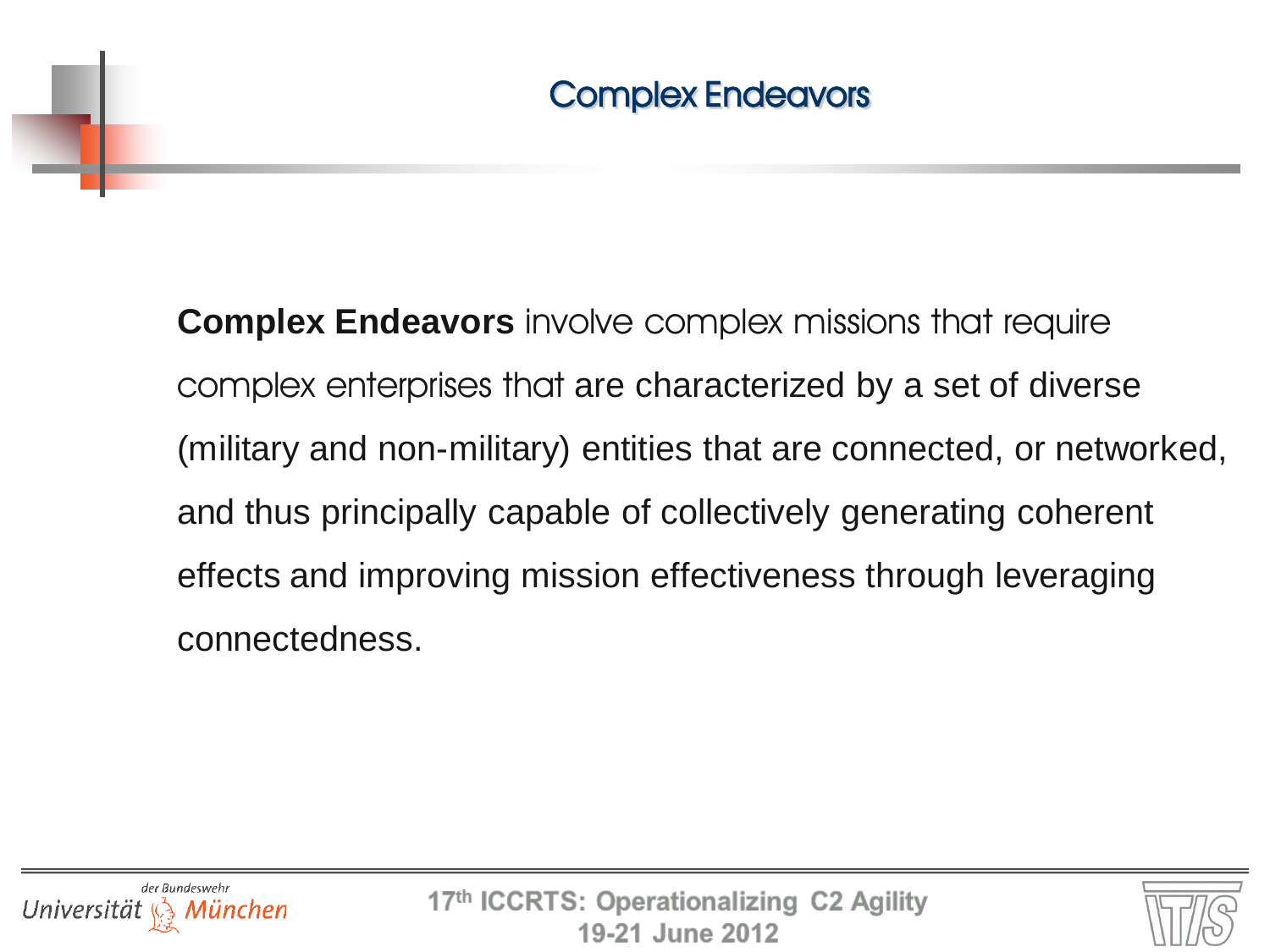# Complex Endeavors

**Complex Endeavors** involve complex missions that require complex enterprises that are characterized by a set of diverse (military and non-military) entities that are connected, or networked, and thus principally capable of collectively generating coherent effects and improving mission effectiveness through leveraging connectedness.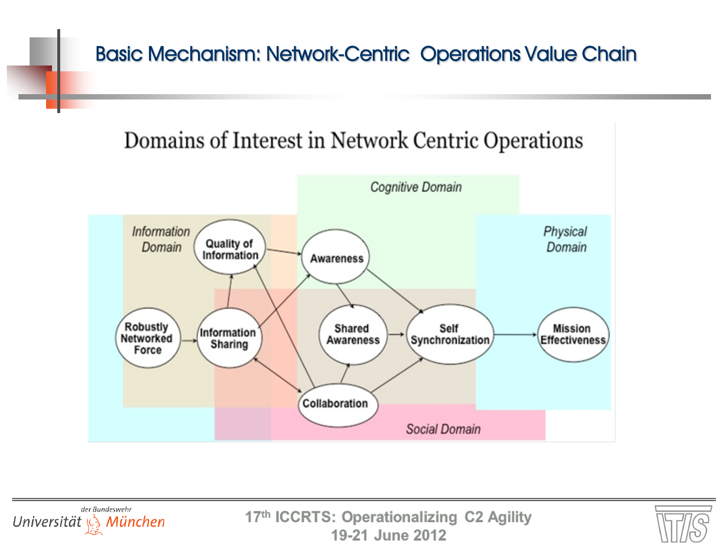# Basic Mechanism: Network-Centric Operations Value Chain

## Domains of Interest in Network Centric Operations

*Information Domain*

*Cognitive Domain*

*Physical Domain*

*Social Domain*

Robustly Networked Force

Information Sharing

Quality of Information

Awareness

Shared Awareness

Collaboration

Self Synchronization

Mission Effectiveness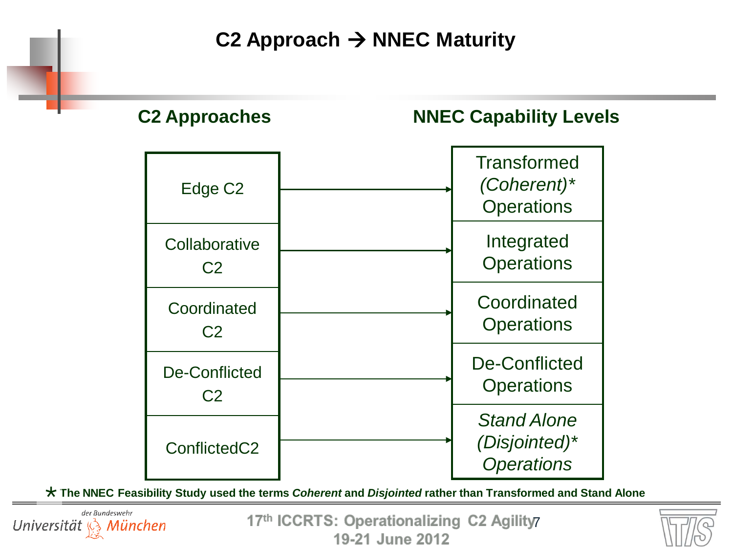# C2 Approach → NNEC Maturity

| C2 Approaches | | NNEC Capability Levels |
| --- | --- | --- |
| Edge C2 | → | Transformed *(Coherent)** Operations |
| Collaborative C2 | → | Integrated Operations |
| Coordinated C2 | → | Coordinated Operations |
| De-Conflicted C2 | → | De-Conflicted Operations |
| ConflictedC2 | → | *Stand Alone (Disjointed)* Operations* |

**\* The NNEC Feasibility Study used the terms *Coherent* and *Disjointed* rather than Transformed and Stand Alone**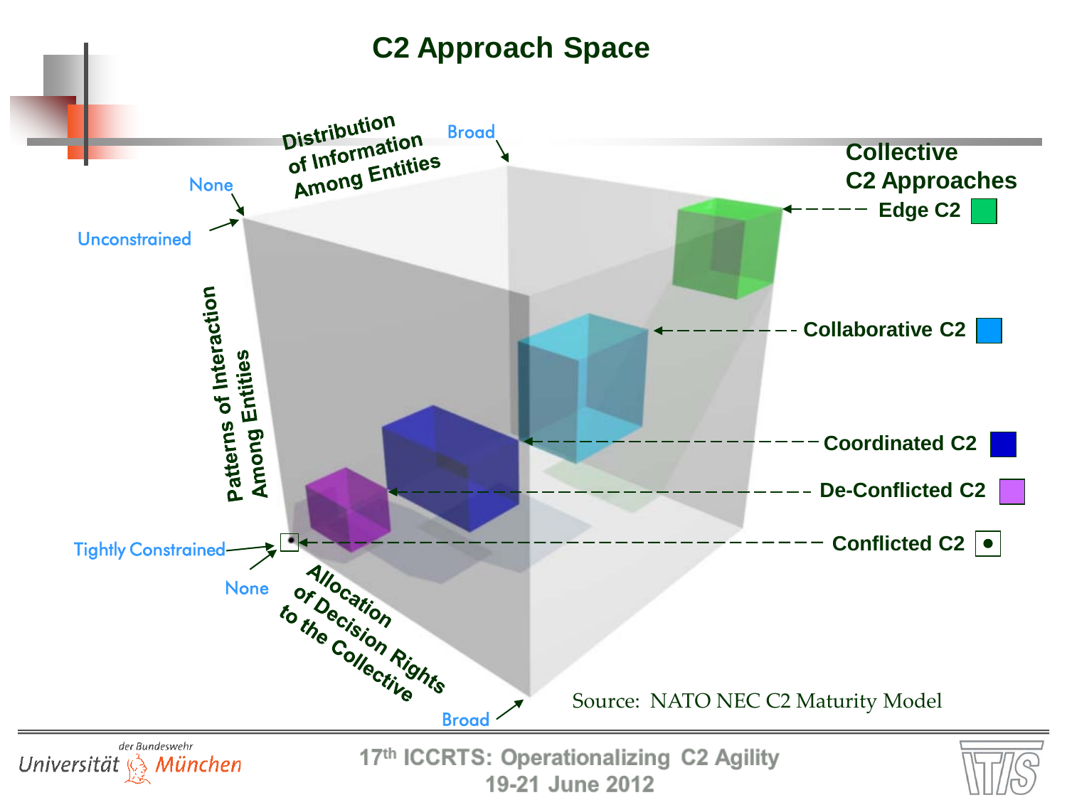# C2 Approach Space

Distribution of Information Among Entities

None — Broad

Patterns of Interaction Among Entities

Unconstrained — Tightly Constrained

Allocation of Decision Rights to the Collective

None — Broad

**Collective C2 Approaches**

- **Edge C2**
- **Collaborative C2**
- **Coordinated C2**
- **De-Conflicted C2**
- **Conflicted C2**

Source: NATO NEC C2 Maturity Model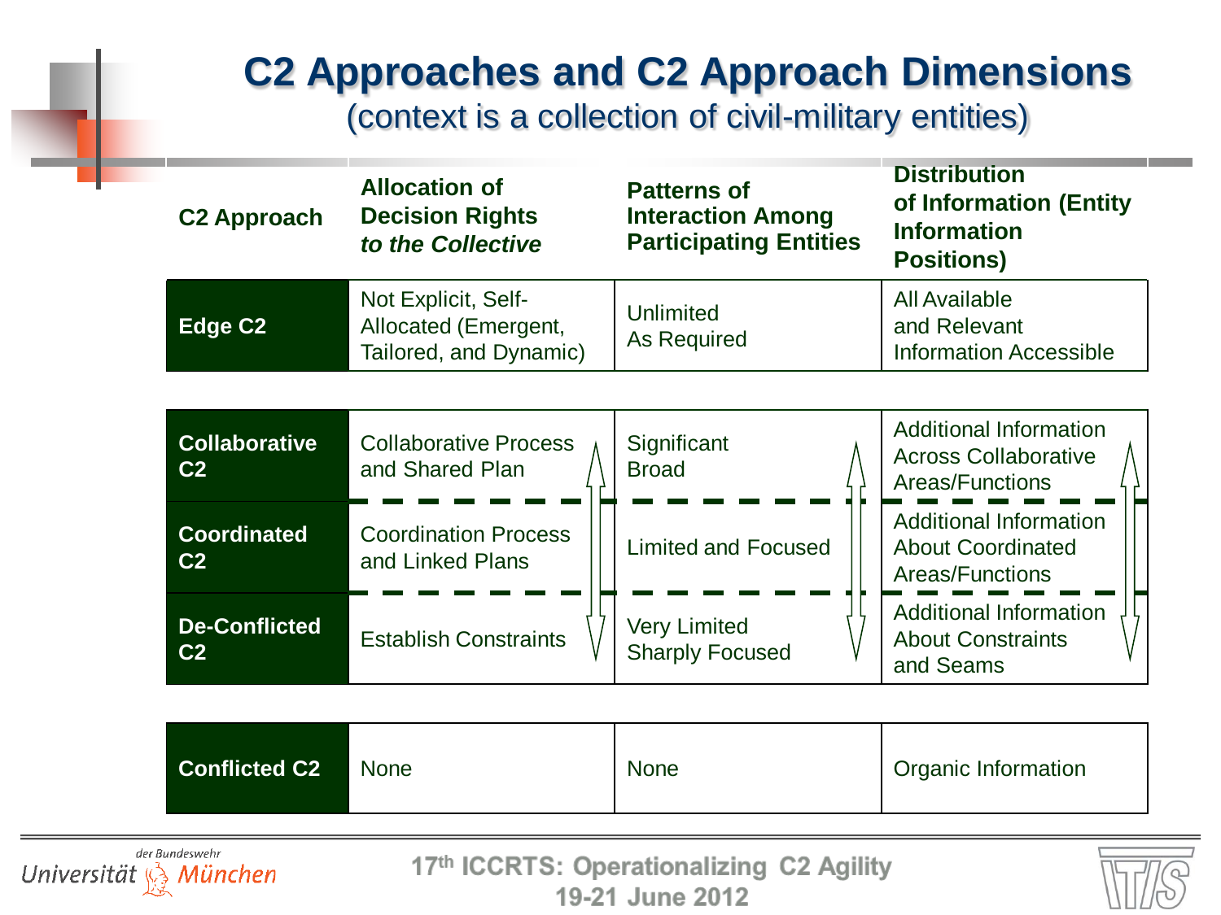# C2 Approaches and C2 Approach Dimensions

(context is a collection of civil-military entities)

| C2 Approach | Allocation of Decision Rights *to the Collective* | Patterns of Interaction Among Participating Entities | Distribution of Information (Entity Information Positions) |
|---|---|---|---|
| **Edge C2** | Not Explicit, Self-Allocated (Emergent, Tailored, and Dynamic) | Unlimited As Required | All Available and Relevant Information Accessible |
| **Collaborative C2** | Collaborative Process and Shared Plan | Significant Broad | Additional Information Across Collaborative Areas/Functions |
| **Coordinated C2** | Coordination Process and Linked Plans | Limited and Focused | Additional Information About Coordinated Areas/Functions |
| **De-Conflicted C2** | Establish Constraints | Very Limited Sharply Focused | Additional Information About Constraints and Seams |
| **Conflicted C2** | None | None | Organic Information |

17th ICCRTS: Operationalizing C2 Agility
19-21 June 2012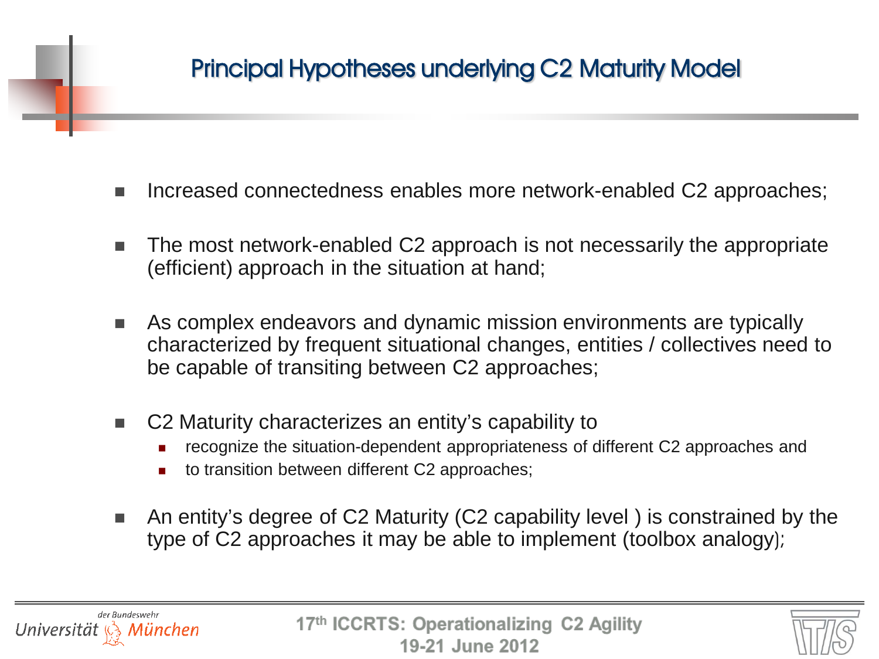# Principal Hypotheses underlying C2 Maturity Model

- Increased connectedness enables more network-enabled C2 approaches;
- The most network-enabled C2 approach is not necessarily the appropriate (efficient) approach in the situation at hand;
- As complex endeavors and dynamic mission environments are typically characterized by frequent situational changes, entities / collectives need to be capable of transiting between C2 approaches;
- C2 Maturity characterizes an entity's capability to
  - recognize the situation-dependent appropriateness of different C2 approaches and
  - to transition between different C2 approaches;
- An entity's degree of C2 Maturity (C2 capability level ) is constrained by the type of C2 approaches it may be able to implement (toolbox analogy);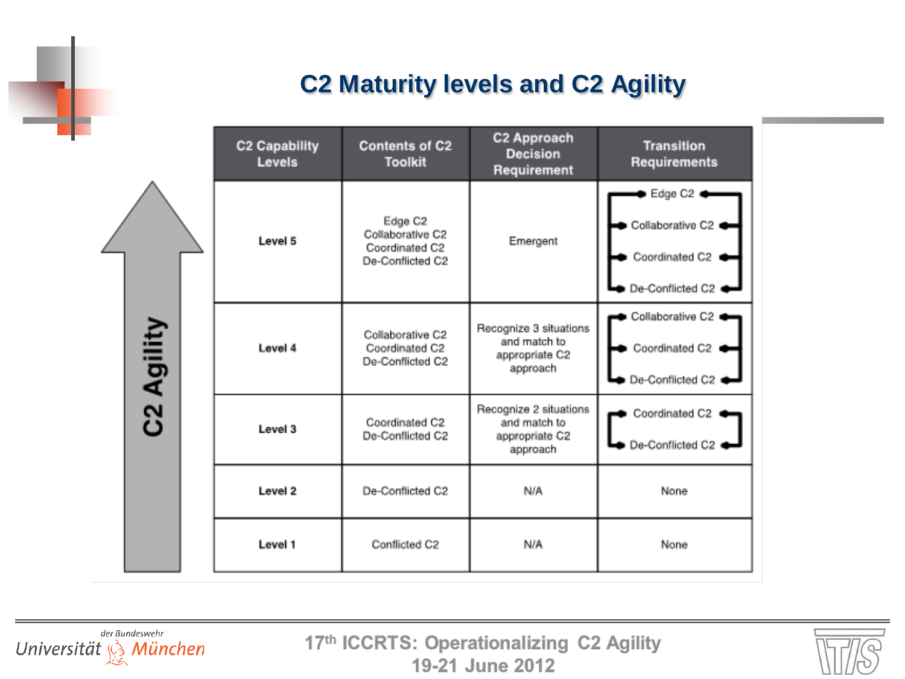# C2 Maturity levels and C2 Agility

C2 Agility ↑

| C2 Capability Levels | Contents of C2 Toolkit | C2 Approach Decision Requirement | Transition Requirements |
|---|---|---|---|
| Level 5 | Edge C2<br>Collaborative C2<br>Coordinated C2<br>De-Conflicted C2 | Emergent | Edge C2<br>Collaborative C2<br>Coordinated C2<br>De-Conflicted C2 |
| Level 4 | Collaborative C2<br>Coordinated C2<br>De-Conflicted C2 | Recognize 3 situations and match to appropriate C2 approach | Collaborative C2<br>Coordinated C2<br>De-Conflicted C2 |
| Level 3 | Coordinated C2<br>De-Conflicted C2 | Recognize 2 situations and match to appropriate C2 approach | Coordinated C2<br>De-Conflicted C2 |
| Level 2 | De-Conflicted C2 | N/A | None |
| Level 1 | Conflicted C2 | N/A | None |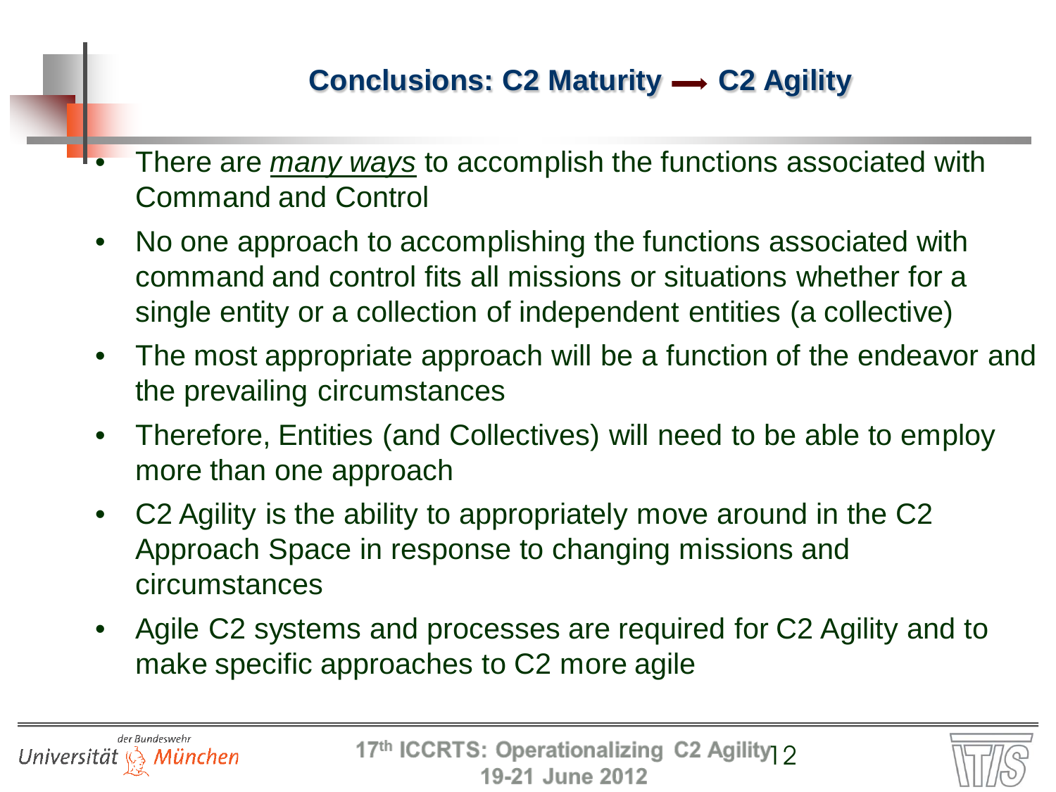# Conclusions: C2 Maturity → C2 Agility

- There are *many ways* to accomplish the functions associated with Command and Control
- No one approach to accomplishing the functions associated with command and control fits all missions or situations whether for a single entity or a collection of independent entities (a collective)
- The most appropriate approach will be a function of the endeavor and the prevailing circumstances
- Therefore, Entities (and Collectives) will need to be able to employ more than one approach
- C2 Agility is the ability to appropriately move around in the C2 Approach Space in response to changing missions and circumstances
- Agile C2 systems and processes are required for C2 Agility and to make specific approaches to C2 more agile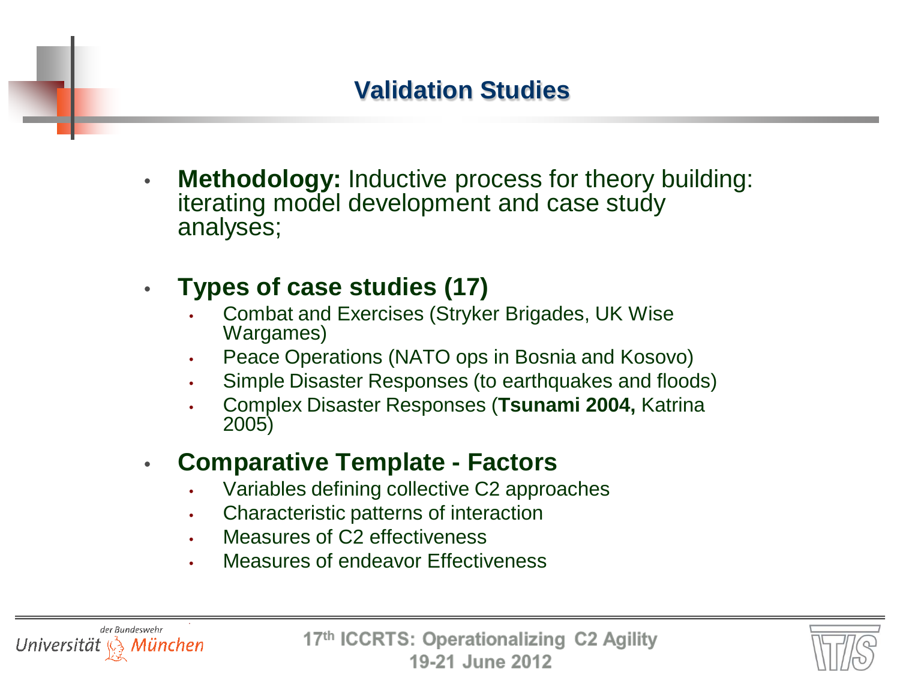# Validation Studies

- **Methodology:** Inductive process for theory building: iterating model development and case study analyses;

- **Types of case studies (17)**
  - Combat and Exercises (Stryker Brigades, UK Wise Wargames)
  - Peace Operations (NATO ops in Bosnia and Kosovo)
  - Simple Disaster Responses (to earthquakes and floods)
  - Complex Disaster Responses (**Tsunami 2004,** Katrina 2005)

- **Comparative Template - Factors**
  - Variables defining collective C2 approaches
  - Characteristic patterns of interaction
  - Measures of C2 effectiveness
  - Measures of endeavor Effectiveness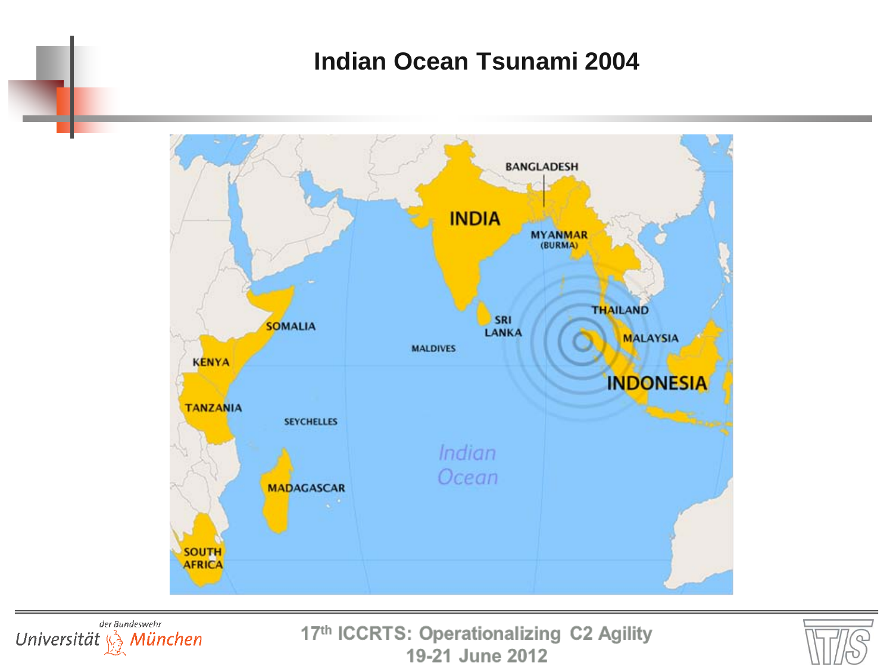# Indian Ocean Tsunami 2004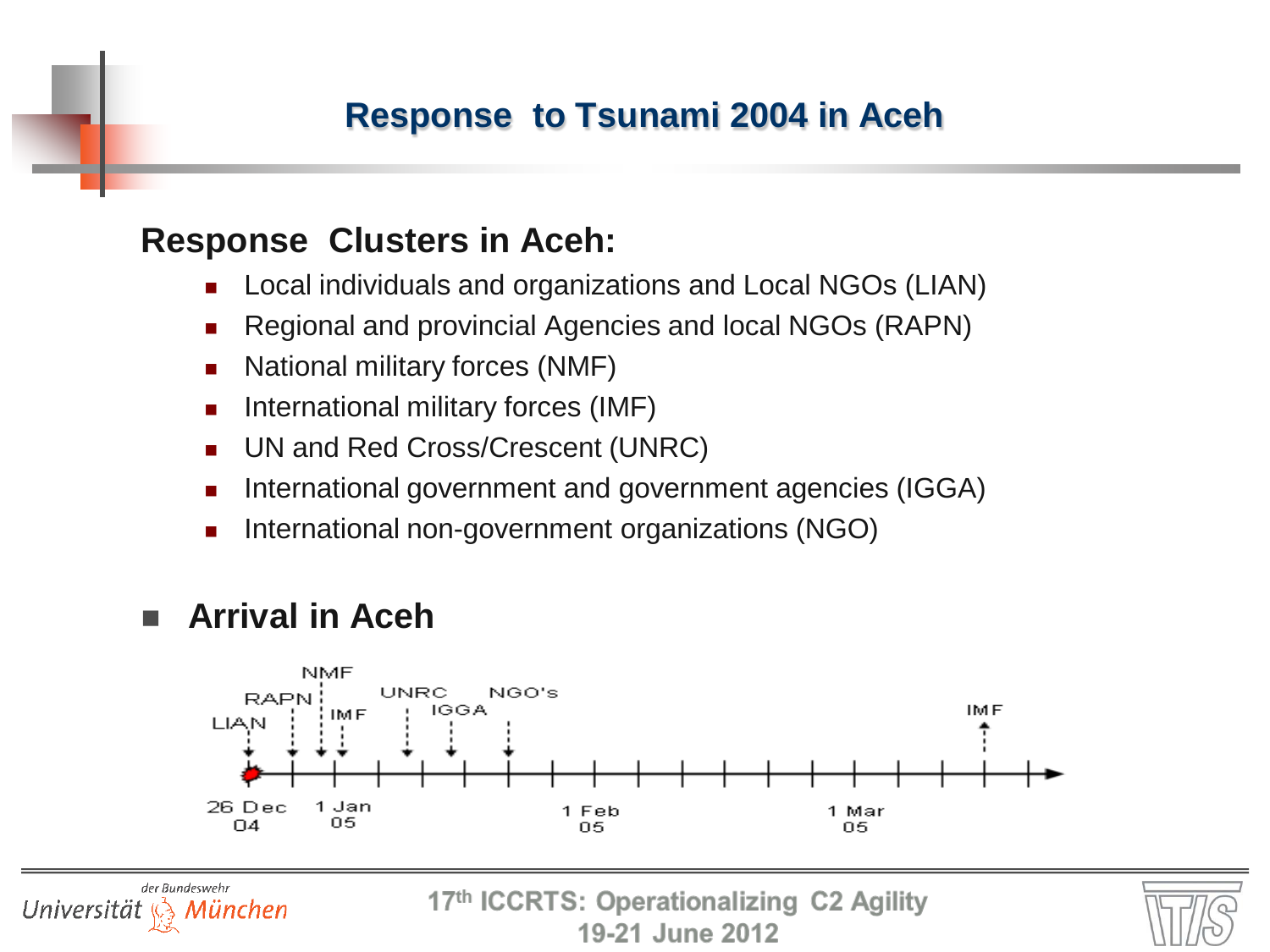# Response to Tsunami 2004 in Aceh

## Response Clusters in Aceh:

- Local individuals and organizations and Local NGOs (LIAN)
- Regional and provincial Agencies and local NGOs (RAPN)
- National military forces (NMF)
- International military forces (IMF)
- UN and Red Cross/Crescent (UNRC)
- International government and government agencies (IGGA)
- International non-government organizations (NGO)

## Arrival in Aceh

LIAN, RAPN, NMF, IMF, UNRC, IGGA, NGO's, IMF

26 Dec 04 — 1 Jan 05 — 1 Feb 05 — 1 Mar 05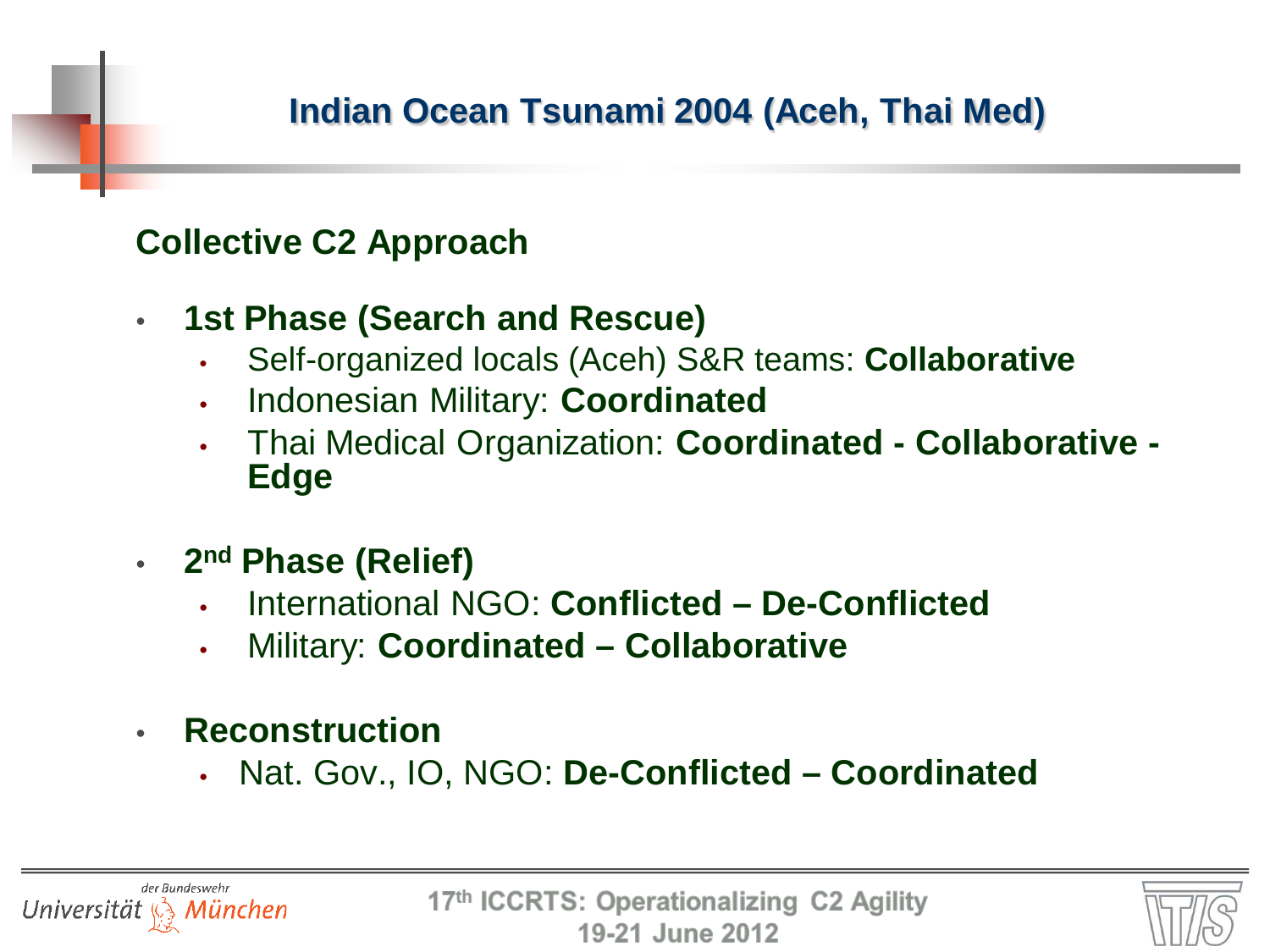# Indian Ocean Tsunami 2004 (Aceh, Thai Med)

## Collective C2 Approach

- **1st Phase (Search and Rescue)**
  - Self-organized locals (Aceh) S&R teams: **Collaborative**
  - Indonesian Military: **Coordinated**
  - Thai Medical Organization: **Coordinated - Collaborative - Edge**

- **2nd Phase (Relief)**
  - International NGO: **Conflicted – De-Conflicted**
  - Military: **Coordinated – Collaborative**

- **Reconstruction**
  - Nat. Gov., IO, NGO: **De-Conflicted – Coordinated**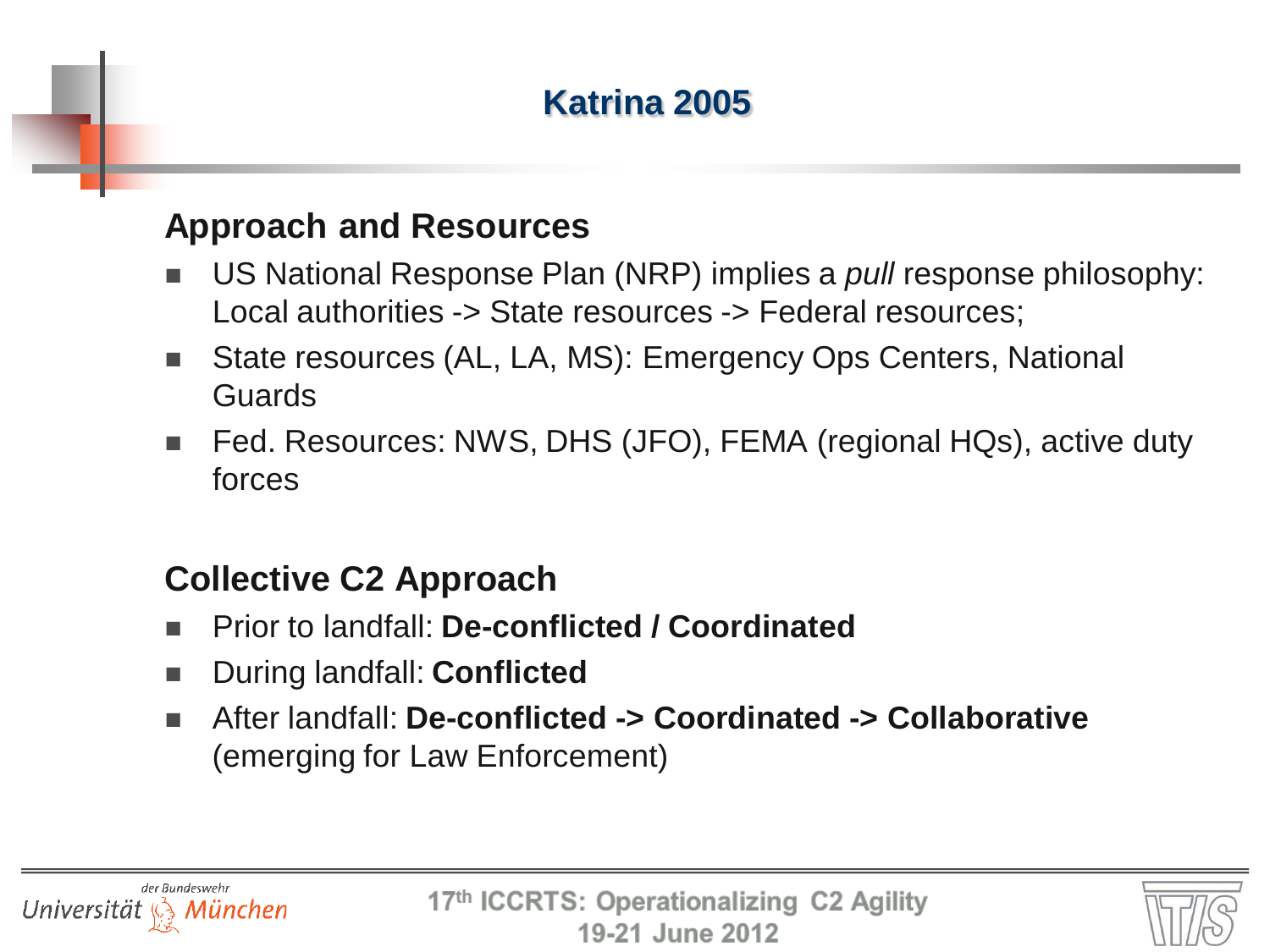# Katrina 2005

## Approach and Resources

- US National Response Plan (NRP) implies a *pull* response philosophy: Local authorities -> State resources -> Federal resources;
- State resources (AL, LA, MS): Emergency Ops Centers, National Guards
- Fed. Resources: NWS, DHS (JFO), FEMA (regional HQs), active duty forces

## Collective C2 Approach

- Prior to landfall: **De-conflicted / Coordinated**
- During landfall: **Conflicted**
- After landfall: **De-conflicted -> Coordinated -> Collaborative** (emerging for Law Enforcement)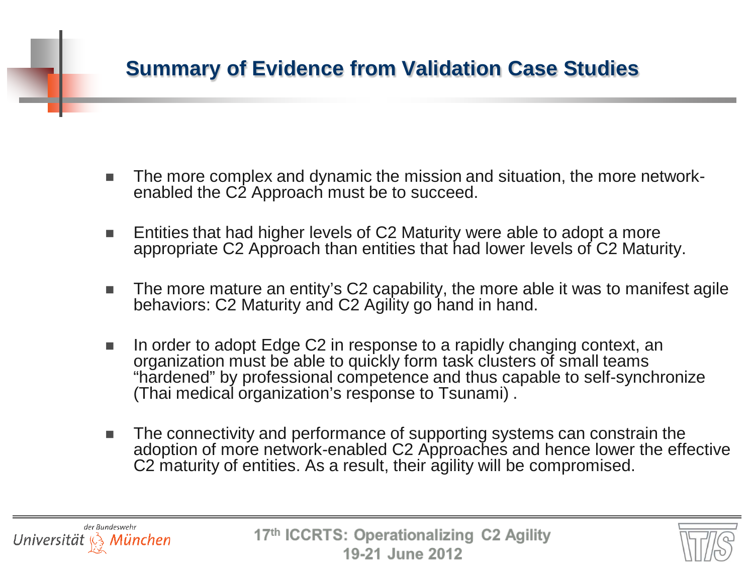# Summary of Evidence from Validation Case Studies

- The more complex and dynamic the mission and situation, the more network-enabled the C2 Approach must be to succeed.
- Entities that had higher levels of C2 Maturity were able to adopt a more appropriate C2 Approach than entities that had lower levels of C2 Maturity.
- The more mature an entity's C2 capability, the more able it was to manifest agile behaviors: C2 Maturity and C2 Agility go hand in hand.
- In order to adopt Edge C2 in response to a rapidly changing context, an organization must be able to quickly form task clusters of small teams "hardened" by professional competence and thus capable to self-synchronize (Thai medical organization's response to Tsunami) .
- The connectivity and performance of supporting systems can constrain the adoption of more network-enabled C2 Approaches and hence lower the effective C2 maturity of entities. As a result, their agility will be compromised.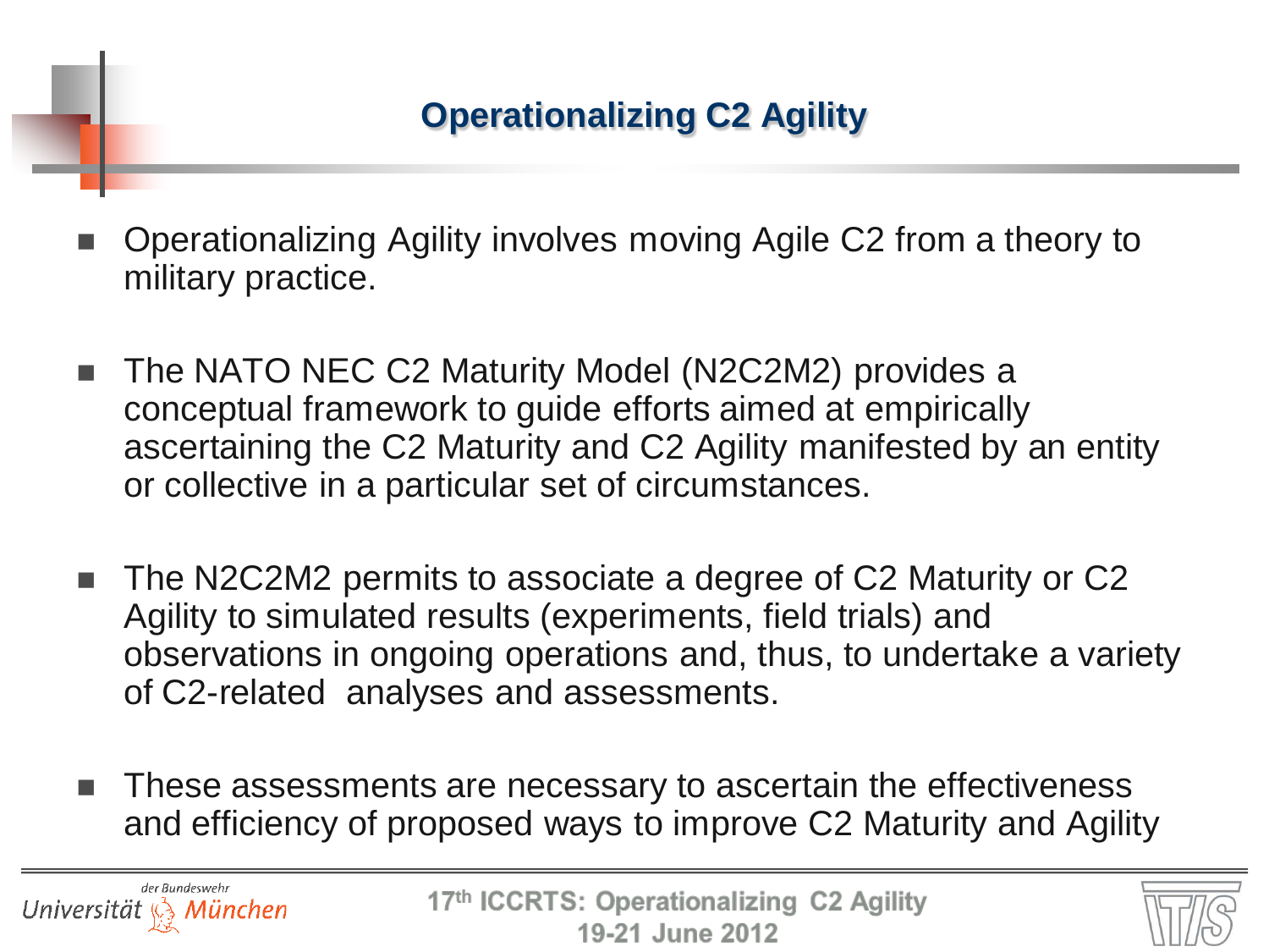# Operationalizing C2 Agility

- Operationalizing Agility involves moving Agile C2 from a theory to military practice.
- The NATO NEC C2 Maturity Model (N2C2M2) provides a conceptual framework to guide efforts aimed at empirically ascertaining the C2 Maturity and C2 Agility manifested by an entity or collective in a particular set of circumstances.
- The N2C2M2 permits to associate a degree of C2 Maturity or C2 Agility to simulated results (experiments, field trials) and observations in ongoing operations and, thus, to undertake a variety of C2-related analyses and assessments.
- These assessments are necessary to ascertain the effectiveness and efficiency of proposed ways to improve C2 Maturity and Agility